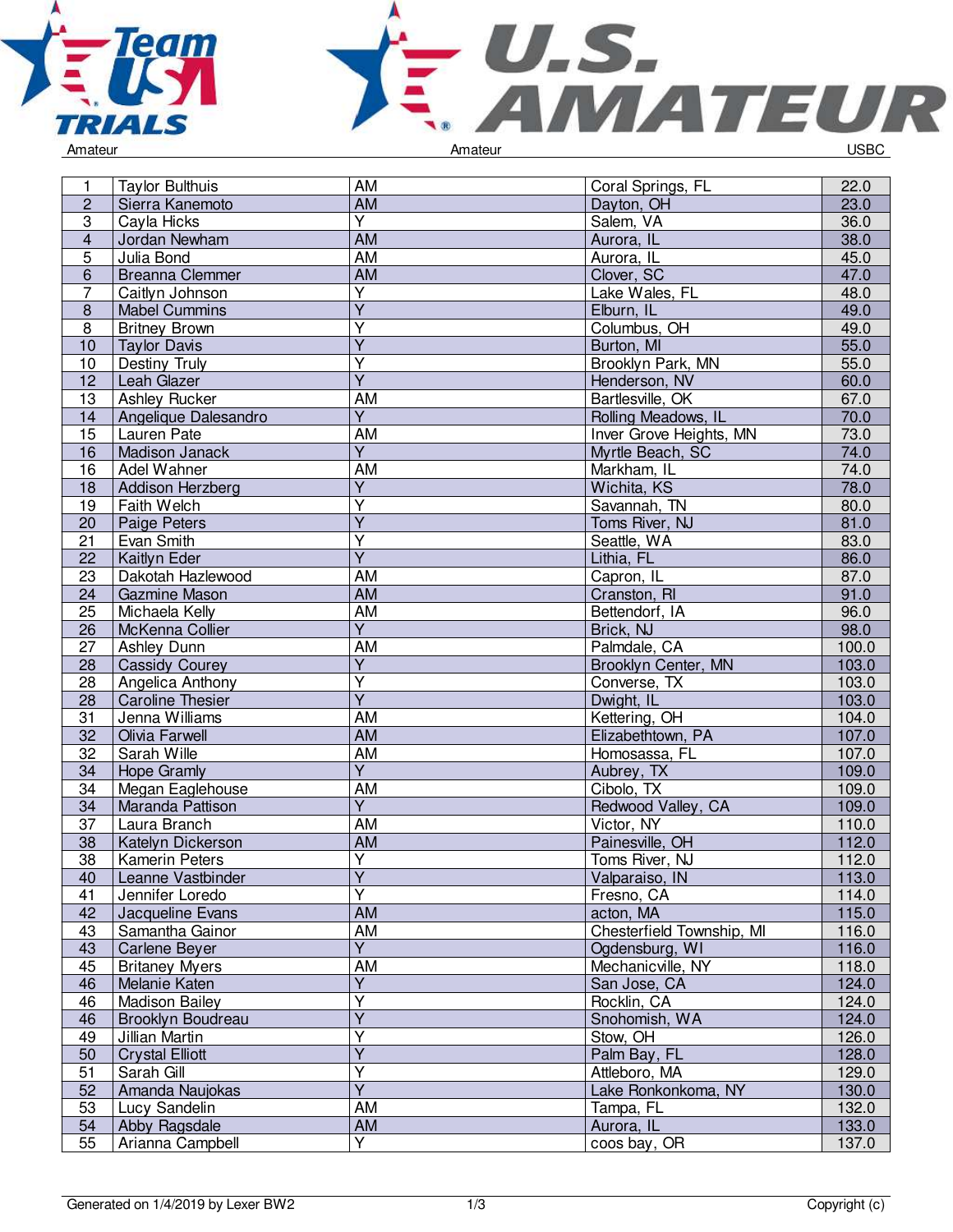Amateur | Amateur | USBC

| | | | | |
|---|---|---|---|---|
| 1 | Taylor Bulthuis | AM | Coral Springs, FL | 22.0 |
| 2 | Sierra Kanemoto | AM | Dayton, OH | 23.0 |
| 3 | Cayla Hicks | Y | Salem, VA | 36.0 |
| 4 | Jordan Newham | AM | Aurora, IL | 38.0 |
| 5 | Julia Bond | AM | Aurora, IL | 45.0 |
| 6 | Breanna Clemmer | AM | Clover, SC | 47.0 |
| 7 | Caitlyn Johnson | Y | Lake Wales, FL | 48.0 |
| 8 | Mabel Cummins | Y | Elburn, IL | 49.0 |
| 8 | Britney Brown | Y | Columbus, OH | 49.0 |
| 10 | Taylor Davis | Y | Burton, MI | 55.0 |
| 10 | Destiny Truly | Y | Brooklyn Park, MN | 55.0 |
| 12 | Leah Glazer | Y | Henderson, NV | 60.0 |
| 13 | Ashley Rucker | AM | Bartlesville, OK | 67.0 |
| 14 | Angelique Dalesandro | Y | Rolling Meadows, IL | 70.0 |
| 15 | Lauren Pate | AM | Inver Grove Heights, MN | 73.0 |
| 16 | Madison Janack | Y | Myrtle Beach, SC | 74.0 |
| 16 | Adel Wahner | AM | Markham, IL | 74.0 |
| 18 | Addison Herzberg | Y | Wichita, KS | 78.0 |
| 19 | Faith Welch | Y | Savannah, TN | 80.0 |
| 20 | Paige Peters | Y | Toms River, NJ | 81.0 |
| 21 | Evan Smith | Y | Seattle, WA | 83.0 |
| 22 | Kaitlyn Eder | Y | Lithia, FL | 86.0 |
| 23 | Dakotah Hazlewood | AM | Capron, IL | 87.0 |
| 24 | Gazmine Mason | AM | Cranston, RI | 91.0 |
| 25 | Michaela Kelly | AM | Bettendorf, IA | 96.0 |
| 26 | McKenna Collier | Y | Brick, NJ | 98.0 |
| 27 | Ashley Dunn | AM | Palmdale, CA | 100.0 |
| 28 | Cassidy Courey | Y | Brooklyn Center, MN | 103.0 |
| 28 | Angelica Anthony | Y | Converse, TX | 103.0 |
| 28 | Caroline Thesier | Y | Dwight, IL | 103.0 |
| 31 | Jenna Williams | AM | Kettering, OH | 104.0 |
| 32 | Olivia Farwell | AM | Elizabethtown, PA | 107.0 |
| 32 | Sarah Wille | AM | Homosassa, FL | 107.0 |
| 34 | Hope Gramly | Y | Aubrey, TX | 109.0 |
| 34 | Megan Eaglehouse | AM | Cibolo, TX | 109.0 |
| 34 | Maranda Pattison | Y | Redwood Valley, CA | 109.0 |
| 37 | Laura Branch | AM | Victor, NY | 110.0 |
| 38 | Katelyn Dickerson | AM | Painesville, OH | 112.0 |
| 38 | Kamerin Peters | Y | Toms River, NJ | 112.0 |
| 40 | Leanne Vastbinder | Y | Valparaiso, IN | 113.0 |
| 41 | Jennifer Loredo | Y | Fresno, CA | 114.0 |
| 42 | Jacqueline Evans | AM | acton, MA | 115.0 |
| 43 | Samantha Gainor | AM | Chesterfield Township, MI | 116.0 |
| 43 | Carlene Beyer | Y | Ogdensburg, WI | 116.0 |
| 45 | Britaney Myers | AM | Mechanicville, NY | 118.0 |
| 46 | Melanie Katen | Y | San Jose, CA | 124.0 |
| 46 | Madison Bailey | Y | Rocklin, CA | 124.0 |
| 46 | Brooklyn Boudreau | Y | Snohomish, WA | 124.0 |
| 49 | Jillian Martin | Y | Stow, OH | 126.0 |
| 50 | Crystal Elliott | Y | Palm Bay, FL | 128.0 |
| 51 | Sarah Gill | Y | Attleboro, MA | 129.0 |
| 52 | Amanda Naujokas | Y | Lake Ronkonkoma, NY | 130.0 |
| 53 | Lucy Sandelin | AM | Tampa, FL | 132.0 |
| 54 | Abby Ragsdale | AM | Aurora, IL | 133.0 |
| 55 | Arianna Campbell | Y | coos bay, OR | 137.0 |

Generated on 1/4/2019 by Lexer BW2 | Copyright (c)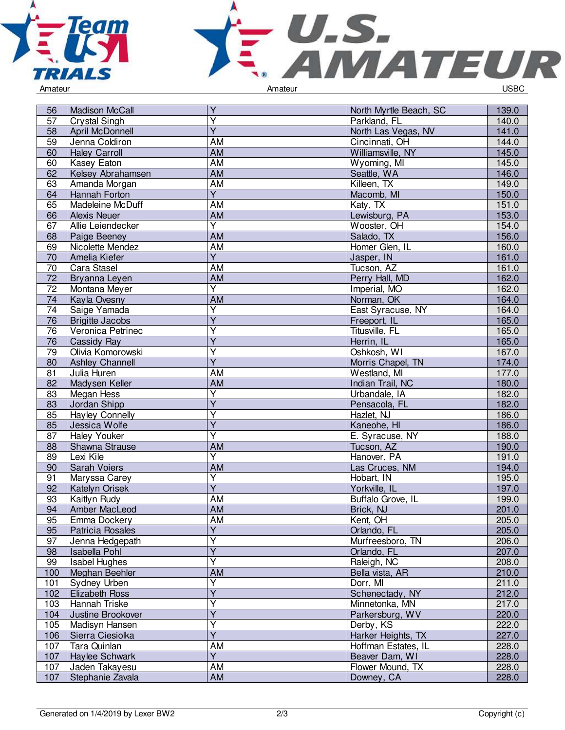| | | | | |
|---|---|---|---|---|
| 56 | Madison McCall | Y | North Myrtle Beach, SC | 139.0 |
| 57 | Crystal Singh | Y | Parkland, FL | 140.0 |
| 58 | April McDonnell | Y | North Las Vegas, NV | 141.0 |
| 59 | Jenna Coldiron | AM | Cincinnati, OH | 144.0 |
| 60 | Haley Carroll | AM | Williamsville, NY | 145.0 |
| 60 | Kasey Eaton | AM | Wyoming, MI | 145.0 |
| 62 | Kelsey Abrahamsen | AM | Seattle, WA | 146.0 |
| 63 | Amanda Morgan | AM | Killeen, TX | 149.0 |
| 64 | Hannah Forton | Y | Macomb, MI | 150.0 |
| 65 | Madeleine McDuff | AM | Katy, TX | 151.0 |
| 66 | Alexis Neuer | AM | Lewisburg, PA | 153.0 |
| 67 | Allie Leiendecker | Y | Wooster, OH | 154.0 |
| 68 | Paige Beeney | AM | Salado, TX | 156.0 |
| 69 | Nicolette Mendez | AM | Homer Glen, IL | 160.0 |
| 70 | Amelia Kiefer | Y | Jasper, IN | 161.0 |
| 70 | Cara Stasel | AM | Tucson, AZ | 161.0 |
| 72 | Bryanna Leyen | AM | Perry Hall, MD | 162.0 |
| 72 | Montana Meyer | Y | Imperial, MO | 162.0 |
| 74 | Kayla Ovesny | AM | Norman, OK | 164.0 |
| 74 | Saige Yamada | Y | East Syracuse, NY | 164.0 |
| 76 | Brigitte Jacobs | Y | Freeport, IL | 165.0 |
| 76 | Veronica Petrinec | Y | Titusville, FL | 165.0 |
| 76 | Cassidy Ray | Y | Herrin, IL | 165.0 |
| 79 | Olivia Komorowski | Y | Oshkosh, WI | 167.0 |
| 80 | Ashley Channell | Y | Morris Chapel, TN | 174.0 |
| 81 | Julia Huren | AM | Westland, MI | 177.0 |
| 82 | Madysen Keller | AM | Indian Trail, NC | 180.0 |
| 83 | Megan Hess | Y | Urbandale, IA | 182.0 |
| 83 | Jordan Shipp | Y | Pensacola, FL | 182.0 |
| 85 | Hayley Connelly | Y | Hazlet, NJ | 186.0 |
| 85 | Jessica Wolfe | Y | Kaneohe, HI | 186.0 |
| 87 | Haley Youker | Y | E. Syracuse, NY | 188.0 |
| 88 | Shawna Strause | AM | Tucson, AZ | 190.0 |
| 89 | Lexi Kile | Y | Hanover, PA | 191.0 |
| 90 | Sarah Voiers | AM | Las Cruces, NM | 194.0 |
| 91 | Maryssa Carey | Y | Hobart, IN | 195.0 |
| 92 | Katelyn Orisek | Y | Yorkville, IL | 197.0 |
| 93 | Kaitlyn Rudy | AM | Buffalo Grove, IL | 199.0 |
| 94 | Amber MacLeod | AM | Brick, NJ | 201.0 |
| 95 | Emma Dockery | AM | Kent, OH | 205.0 |
| 95 | Patricia Rosales | Y | Orlando, FL | 205.0 |
| 97 | Jenna Hedgepath | Y | Murfreesboro, TN | 206.0 |
| 98 | Isabella Pohl | Y | Orlando, FL | 207.0 |
| 99 | Isabel Hughes | Y | Raleigh, NC | 208.0 |
| 100 | Meghan Beehler | AM | Bella vista, AR | 210.0 |
| 101 | Sydney Urben | Y | Dorr, MI | 211.0 |
| 102 | Elizabeth Ross | Y | Schenectady, NY | 212.0 |
| 103 | Hannah Triske | Y | Minnetonka, MN | 217.0 |
| 104 | Justine Brookover | Y | Parkersburg, WV | 220.0 |
| 105 | Madisyn Hansen | Y | Derby, KS | 222.0 |
| 106 | Sierra Ciesiolka | Y | Harker Heights, TX | 227.0 |
| 107 | Tara Quinlan | AM | Hoffman Estates, IL | 228.0 |
| 107 | Haylee Schwark | Y | Beaver Dam, WI | 228.0 |
| 107 | Jaden Takayesu | AM | Flower Mound, TX | 228.0 |
| 107 | Stephanie Zavala | AM | Downey, CA | 228.0 |

Generated on 1/4/2019 by Lexer BW2 Copyright (c)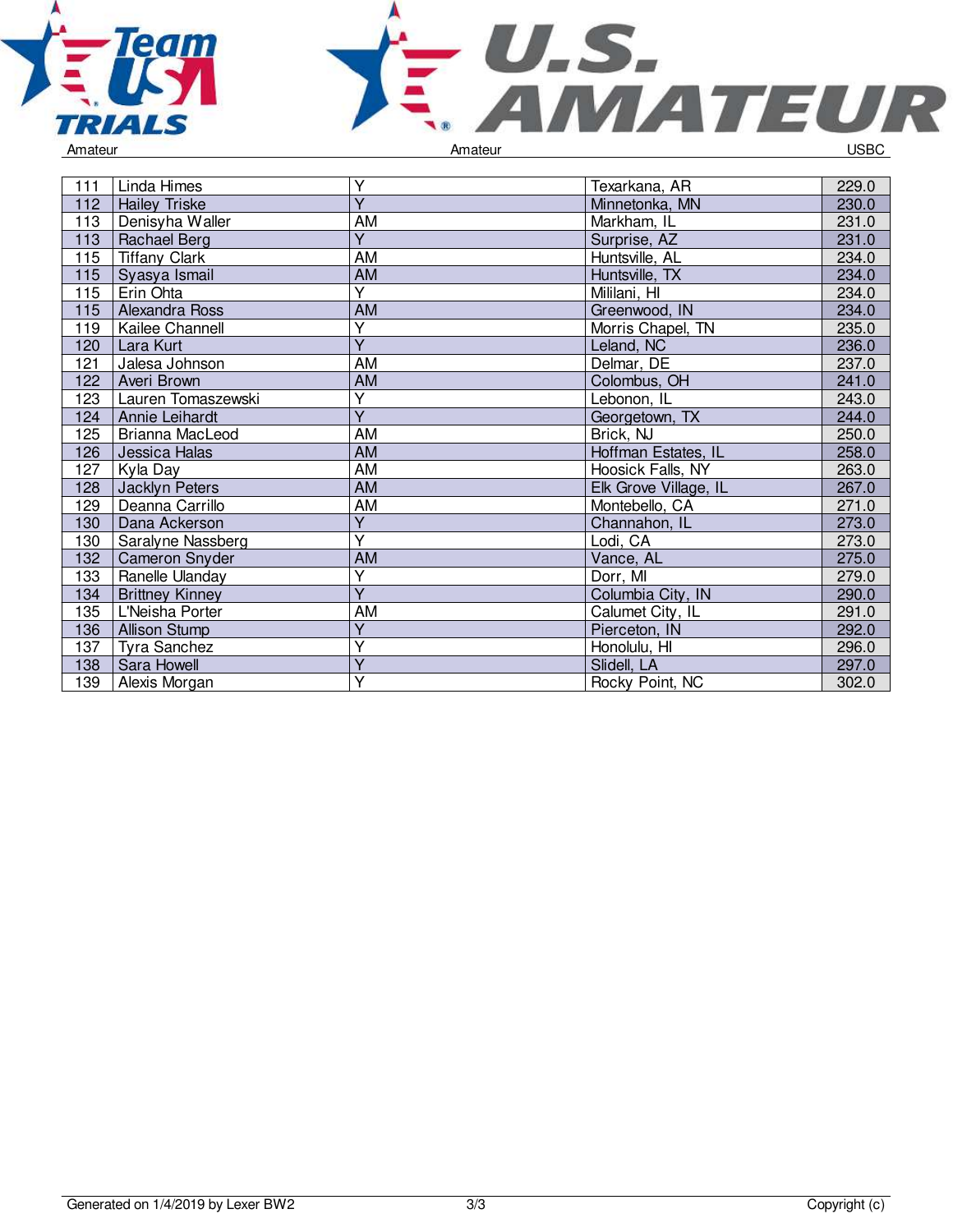| | | | | |
|---|---|---|---|---|
| 111 | Linda Himes | Y | Texarkana, AR | 229.0 |
| 112 | Hailey Triske | Y | Minnetonka, MN | 230.0 |
| 113 | Denisyha Waller | AM | Markham, IL | 231.0 |
| 113 | Rachael Berg | Y | Surprise, AZ | 231.0 |
| 115 | Tiffany Clark | AM | Huntsville, AL | 234.0 |
| 115 | Syasya Ismail | AM | Huntsville, TX | 234.0 |
| 115 | Erin Ohta | Y | Mililani, HI | 234.0 |
| 115 | Alexandra Ross | AM | Greenwood, IN | 234.0 |
| 119 | Kailee Channell | Y | Morris Chapel, TN | 235.0 |
| 120 | Lara Kurt | Y | Leland, NC | 236.0 |
| 121 | Jalesa Johnson | AM | Delmar, DE | 237.0 |
| 122 | Averi Brown | AM | Colombus, OH | 241.0 |
| 123 | Lauren Tomaszewski | Y | Lebonon, IL | 243.0 |
| 124 | Annie Leihardt | Y | Georgetown, TX | 244.0 |
| 125 | Brianna MacLeod | AM | Brick, NJ | 250.0 |
| 126 | Jessica Halas | AM | Hoffman Estates, IL | 258.0 |
| 127 | Kyla Day | AM | Hoosick Falls, NY | 263.0 |
| 128 | Jacklyn Peters | AM | Elk Grove Village, IL | 267.0 |
| 129 | Deanna Carrillo | AM | Montebello, CA | 271.0 |
| 130 | Dana Ackerson | Y | Channahon, IL | 273.0 |
| 130 | Saralyne Nassberg | Y | Lodi, CA | 273.0 |
| 132 | Cameron Snyder | AM | Vance, AL | 275.0 |
| 133 | Ranelle Ulanday | Y | Dorr, MI | 279.0 |
| 134 | Brittney Kinney | Y | Columbia City, IN | 290.0 |
| 135 | L'Neisha Porter | AM | Calumet City, IL | 291.0 |
| 136 | Allison Stump | Y | Pierceton, IN | 292.0 |
| 137 | Tyra Sanchez | Y | Honolulu, HI | 296.0 |
| 138 | Sara Howell | Y | Slidell, LA | 297.0 |
| 139 | Alexis Morgan | Y | Rocky Point, NC | 302.0 |